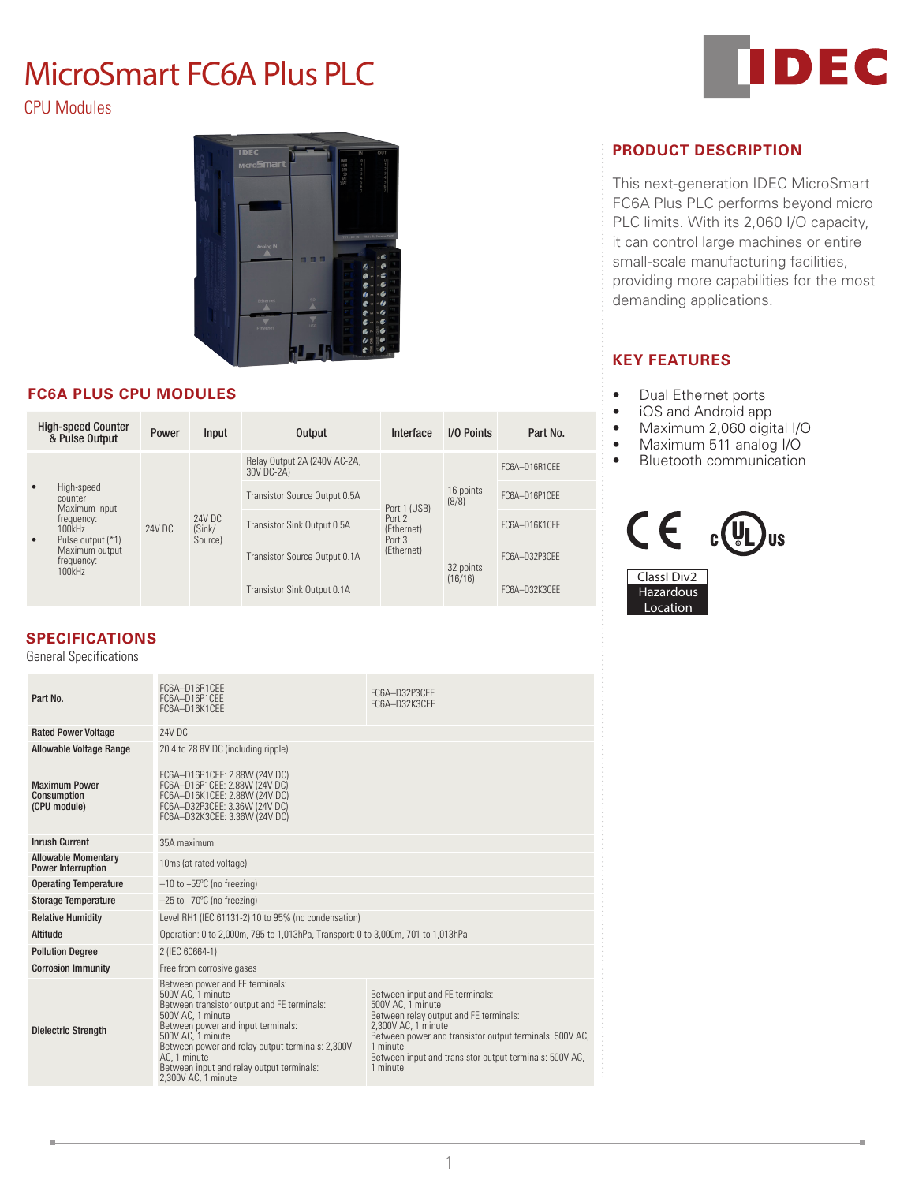# MicroSmart FC6A Plus PLC

CPU Modules

## PRODUCT DESCRIPTION

This next-generation IDEC MicroSmart FC6A Plus PLC performs beyond micro PLC limits. With its 2,060 I/O capacity, it can control large machines or entire small-scale manufacturing facilities, providing more capabilities for the most demanding applications.

## KEY FEATURES

- Dual Ethernet ports
- iOS and Android app
- Maximum 2,060 digital I/O
- Maximum 511 analog I/O
- Bluetooth communication

ClassI Div2 Hazardous Location

## FC6A PLUS CPU MODULES

| High-speed Counter & Pulse Output | Power | Input | Output | Interface | I/O Points | Part No. |
|---|---|---|---|---|---|---|
| • High-speed counter Maximum input frequency: 100kHz • Pulse output (*1) Maximum output frequency: 100kHz | 24V DC | 24V DC (Sink/Source) | Relay Output 2A (240V AC-2A, 30V DC-2A) | Port 1 (USB) Port 2 (Ethernet) Port 3 (Ethernet) | 16 points (8/8) | FC6A–D16R1CEE |
| | | | Transistor Source Output 0.5A | | | FC6A–D16P1CEE |
| | | | Transistor Sink Output 0.5A | | | FC6A–D16K1CEE |
| | | | Transistor Source Output 0.1A | | 32 points (16/16) | FC6A–D32P3CEE |
| | | | Transistor Sink Output 0.1A | | | FC6A–D32K3CEE |

## SPECIFICATIONS

General Specifications

| Part No. | FC6A–D16R1CEE FC6A–D16P1CEE FC6A–D16K1CEE | FC6A–D32P3CEE FC6A–D32K3CEE |
|---|---|---|
| Rated Power Voltage | 24V DC | |
| Allowable Voltage Range | 20.4 to 28.8V DC (including ripple) | |
| Maximum Power Consumption (CPU module) | FC6A–D16R1CEE: 2.88W (24V DC) FC6A–D16P1CEE: 2.88W (24V DC) FC6A–D16K1CEE: 2.88W (24V DC) FC6A–D32P3CEE: 3.36W (24V DC) FC6A–D32K3CEE: 3.36W (24V DC) | |
| Inrush Current | 35A maximum | |
| Allowable Momentary Power Interruption | 10ms (at rated voltage) | |
| Operating Temperature | –10 to +55°C (no freezing) | |
| Storage Temperature | –25 to +70°C (no freezing) | |
| Relative Humidity | Level RH1 (IEC 61131-2) 10 to 95% (no condensation) | |
| Altitude | Operation: 0 to 2,000m, 795 to 1,013hPa, Transport: 0 to 3,000m, 701 to 1,013hPa | |
| Pollution Degree | 2 (IEC 60664-1) | |
| Corrosion Immunity | Free from corrosive gases | |
| Dielectric Strength | Between power and FE terminals: 500V AC, 1 minute Between transistor output and FE terminals: 500V AC, 1 minute Between power and input terminals: 500V AC, 1 minute Between power and relay output terminals: 2,300V AC, 1 minute Between input and relay output terminals: 2,300V AC, 1 minute | Between input and FE terminals: 500V AC, 1 minute Between relay output and FE terminals: 2,300V AC, 1 minute Between power and transistor output terminals: 500V AC, 1 minute Between input and transistor output terminals: 500V AC, 1 minute |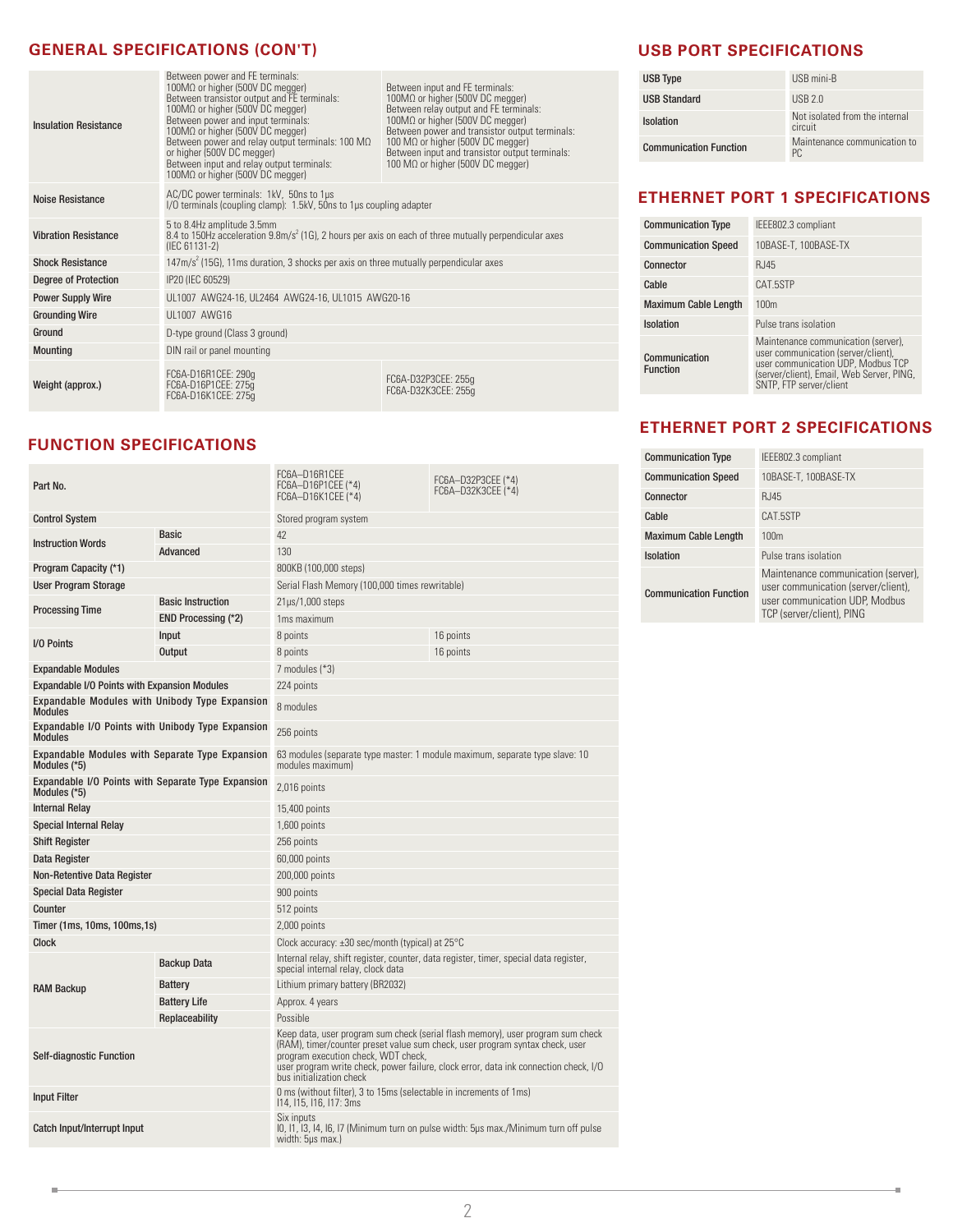## GENERAL SPECIFICATIONS (CON'T)

| | | |
|---|---|---|
| Insulation Resistance | Between power and FE terminals: 100MΩ or higher (500V DC megger)<br>Between transistor output and FE terminals: 100MΩ or higher (500V DC megger)<br>Between power and input terminals: 100MΩ or higher (500V DC megger)<br>Between power and relay output terminals: 100 MΩ or higher (500V DC megger)<br>Between input and relay output terminals: 100MΩ or higher (500V DC megger) | Between input and FE terminals: 100MΩ or higher (500V DC megger)<br>Between relay output and FE terminals: 100MΩ or higher (500V DC megger)<br>Between power and transistor output terminals: 100 MΩ or higher (500V DC megger)<br>Between input and transistor output terminals: 100 MΩ or higher (500V DC megger) |
| Noise Resistance | AC/DC power terminals: 1kV, 50ns to 1μs<br>I/O terminals (coupling clamp): 1.5kV, 50ns to 1μs coupling adapter | |
| Vibration Resistance | 5 to 8.4Hz amplitude 3.5mm<br>8.4 to 150Hz acceleration $9.8m/s^2$ (1G), 2 hours per axis on each of three mutually perpendicular axes (IEC 61131-2) | |
| Shock Resistance | $147m/s^2$ (15G), 11ms duration, 3 shocks per axis on three mutually perpendicular axes | |
| Degree of Protection | IP20 (IEC 60529) | |
| Power Supply Wire | UL1007 AWG24-16, UL2464 AWG24-16, UL1015 AWG20-16 | |
| Grounding Wire | UL1007 AWG16 | |
| Ground | D-type ground (Class 3 ground) | |
| Mounting | DIN rail or panel mounting | |
| Weight (approx.) | FC6A-D16R1CEE: 290g<br>FC6A-D16P1CEE: 275g<br>FC6A-D16K1CEE: 275g | FC6A-D32P3CEE: 255g<br>FC6A-D32K3CEE: 255g |

## FUNCTION SPECIFICATIONS

| Part No. | | FC6A–D16R1CEE<br>FC6A–D16P1CEE (*4)<br>FC6A–D16K1CEE (*4) | FC6A–D32P3CEE (*4)<br>FC6A–D32K3CEE (*4) |
|---|---|---|---|
| Control System | | Stored program system | |
| Instruction Words | Basic | 42 | |
| | Advanced | 130 | |
| Program Capacity (*1) | | 800KB (100,000 steps) | |
| User Program Storage | | Serial Flash Memory (100,000 times rewritable) | |
| Processing Time | Basic Instruction | 21μs/1,000 steps | |
| | END Processing (*2) | 1ms maximum | |
| I/O Points | Input | 8 points | 16 points |
| | Output | 8 points | 16 points |
| Expandable Modules | | 7 modules (*3) | |
| Expandable I/O Points with Expansion Modules | | 224 points | |
| Expandable Modules with Unibody Type Expansion Modules | | 8 modules | |
| Expandable I/O Points with Unibody Type Expansion Modules | | 256 points | |
| Expandable Modules with Separate Type Expansion Modules (*5) | | 63 modules (separate type master: 1 module maximum, separate type slave: 10 modules maximum) | |
| Expandable I/O Points with Separate Type Expansion Modules (*5) | | 2,016 points | |
| Internal Relay | | 15,400 points | |
| Special Internal Relay | | 1,600 points | |
| Shift Register | | 256 points | |
| Data Register | | 60,000 points | |
| Non-Retentive Data Register | | 200,000 points | |
| Special Data Register | | 900 points | |
| Counter | | 512 points | |
| Timer (1ms, 10ms, 100ms,1s) | | 2,000 points | |
| Clock | | Clock accuracy: ±30 sec/month (typical) at 25°C | |
| RAM Backup | Backup Data | Internal relay, shift register, counter, data register, timer, special data register, special internal relay, clock data | |
| | Battery | Lithium primary battery (BR2032) | |
| | Battery Life | Approx. 4 years | |
| | Replaceability | Possible | |
| Self-diagnostic Function | | Keep data, user program sum check (serial flash memory), user program sum check (RAM), timer/counter preset value sum check, user program syntax check, user program execution check, WDT check, user program write check, power failure, clock error, data ink connection check, I/O bus initialization check | |
| Input Filter | | 0 ms (without filter), 3 to 15ms (selectable in increments of 1ms)<br>I14, I15, I16, I17: 3ms | |
| Catch Input/Interrupt Input | | Six inputs<br>I0, I1, I3, I4, I6, I7 (Minimum turn on pulse width: 5μs max./Minimum turn off pulse width: 5μs max.) | |

## USB PORT SPECIFICATIONS

| | |
|---|---|
| USB Type | USB mini-B |
| USB Standard | USB 2.0 |
| Isolation | Not isolated from the internal circuit |
| Communication Function | Maintenance communication to PC |

## ETHERNET PORT 1 SPECIFICATIONS

| | |
|---|---|
| Communication Type | IEEE802.3 compliant |
| Communication Speed | 10BASE-T, 100BASE-TX |
| Connector | RJ45 |
| Cable | CAT.5STP |
| Maximum Cable Length | 100m |
| Isolation | Pulse trans isolation |
| Communication Function | Maintenance communication (server), user communication (server/client), user communication UDP, Modbus TCP (server/client), Email, Web Server, PING, SNTP, FTP server/client |

## ETHERNET PORT 2 SPECIFICATIONS

| | |
|---|---|
| Communication Type | IEEE802.3 compliant |
| Communication Speed | 10BASE-T, 100BASE-TX |
| Connector | RJ45 |
| Cable | CAT.5STP |
| Maximum Cable Length | 100m |
| Isolation | Pulse trans isolation |
| Communication Function | Maintenance communication (server), user communication (server/client), user communication UDP, Modbus TCP (server/client), PING |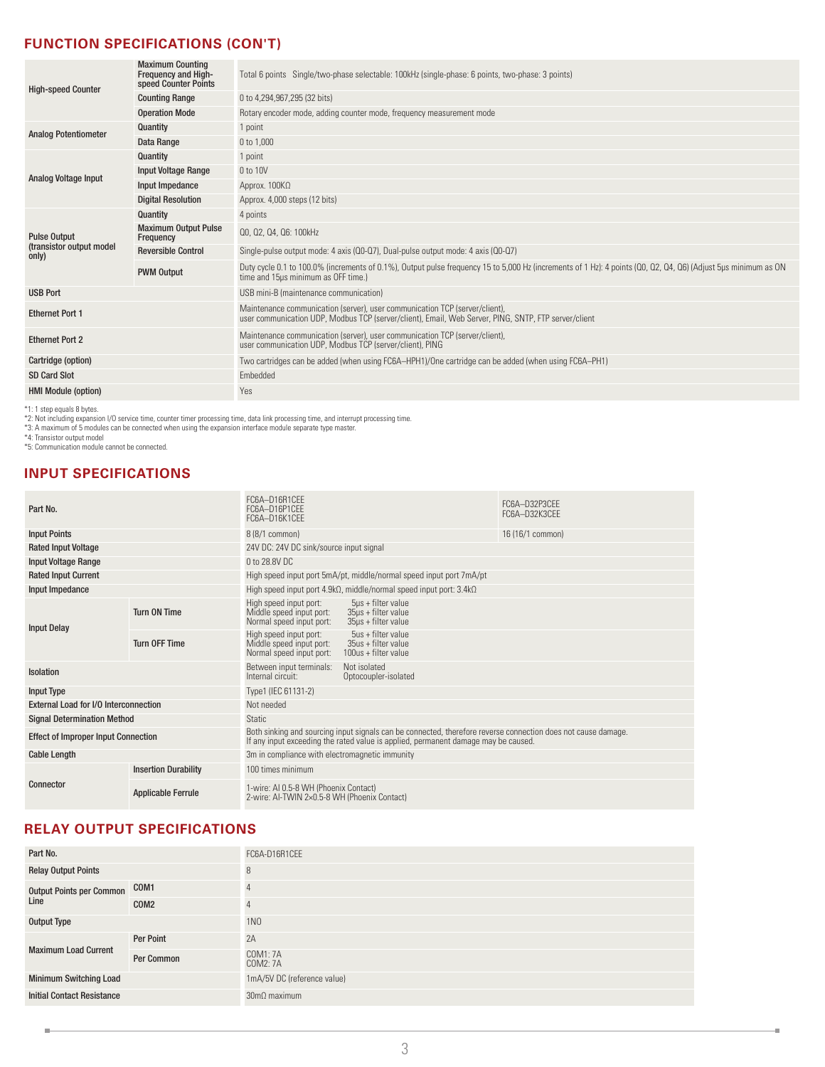## FUNCTION SPECIFICATIONS (CON'T)

| | | |
|---|---|---|
| High-speed Counter | Maximum Counting Frequency and High-speed Counter Points | Total 6 points Single/two-phase selectable: 100kHz (single-phase: 6 points, two-phase: 3 points) |
| | Counting Range | 0 to 4,294,967,295 (32 bits) |
| | Operation Mode | Rotary encoder mode, adding counter mode, frequency measurement mode |
| Analog Potentiometer | Quantity | 1 point |
| | Data Range | 0 to 1,000 |
| Analog Voltage Input | Quantity | 1 point |
| | Input Voltage Range | 0 to 10V |
| | Input Impedance | Approx. 100KΩ |
| | Digital Resolution | Approx. 4,000 steps (12 bits) |
| Pulse Output (transistor output model only) | Quantity | 4 points |
| | Maximum Output Pulse Frequency | Q0, Q2, Q4, Q6: 100kHz |
| | Reversible Control | Single-pulse output mode: 4 axis (Q0-Q7), Dual-pulse output mode: 4 axis (Q0-Q7) |
| | PWM Output | Duty cycle 0.1 to 100.0% (increments of 0.1%), Output pulse frequency 15 to 5,000 Hz (increments of 1 Hz): 4 points (Q0, Q2, Q4, Q6) (Adjust 5µs minimum as ON time and 15µs minimum as OFF time.) |
| USB Port | | USB mini-B (maintenance communication) |
| Ethernet Port 1 | | Maintenance communication (server), user communication TCP (server/client), user communication UDP, Modbus TCP (server/client), Email, Web Server, PING, SNTP, FTP server/client |
| Ethernet Port 2 | | Maintenance communication (server), user communication TCP (server/client), user communication UDP, Modbus TCP (server/client), PING |
| Cartridge (option) | | Two cartridges can be added (when using FC6A–HPH1)/One cartridge can be added (when using FC6A–PH1) |
| SD Card Slot | | Embedded |
| HMI Module (option) | | Yes |

*1: 1 step equals 8 bytes.
*2: Not including expansion I/O service time, counter timer processing time, data link processing time, and interrupt processing time.
*3: A maximum of 5 modules can be connected when using the expansion interface module separate type master.
*4: Transistor output model
*5: Communication module cannot be connected.

## INPUT SPECIFICATIONS

| Part No. | | FC6A–D16R1CEE<br>FC6A–D16P1CEE<br>FC6A–D16K1CEE | FC6A–D32P3CEE<br>FC6A–D32K3CEE |
|---|---|---|---|
| Input Points | | 8 (8/1 common) | 16 (16/1 common) |
| Rated Input Voltage | | 24V DC: 24V DC sink/source input signal | |
| Input Voltage Range | | 0 to 28.8V DC | |
| Rated Input Current | | High speed input port 5mA/pt, middle/normal speed input port 7mA/pt | |
| Input Impedance | | High speed input port 4.9kΩ, middle/normal speed input port: 3.4kΩ | |
| Input Delay | Turn ON Time | High speed input port: 5µs + filter value<br>Middle speed input port: 35µs + filter value<br>Normal speed input port: 35µs + filter value | |
| | Turn OFF Time | High speed input port: 5us + filter value<br>Middle speed input port: 35us + filter value<br>Normal speed input port: 100us + filter value | |
| Isolation | | Between input terminals: Not isolated<br>Internal circuit: Optocoupler-isolated | |
| Input Type | | Type1 (IEC 61131-2) | |
| External Load for I/O Interconnection | | Not needed | |
| Signal Determination Method | | Static | |
| Effect of Improper Input Connection | | Both sinking and sourcing input signals can be connected, therefore reverse connection does not cause damage. If any input exceeding the rated value is applied, permanent damage may be caused. | |
| Cable Length | | 3m in compliance with electromagnetic immunity | |
| Connector | Insertion Durability | 100 times minimum | |
| | Applicable Ferrule | 1-wire: AI 0.5-8 WH (Phoenix Contact)<br>2-wire: AI-TWIN 2×0.5-8 WH (Phoenix Contact) | |

## RELAY OUTPUT SPECIFICATIONS

| Part No. | | FC6A-D16R1CEE |
|---|---|---|
| Relay Output Points | | 8 |
| Output Points per Common Line | COM1 | 4 |
| | COM2 | 4 |
| Output Type | | 1NO |
| Maximum Load Current | Per Point | 2A |
| | Per Common | COM1: 7A<br>COM2: 7A |
| Minimum Switching Load | | 1mA/5V DC (reference value) |
| Initial Contact Resistance | | 30mΩ maximum |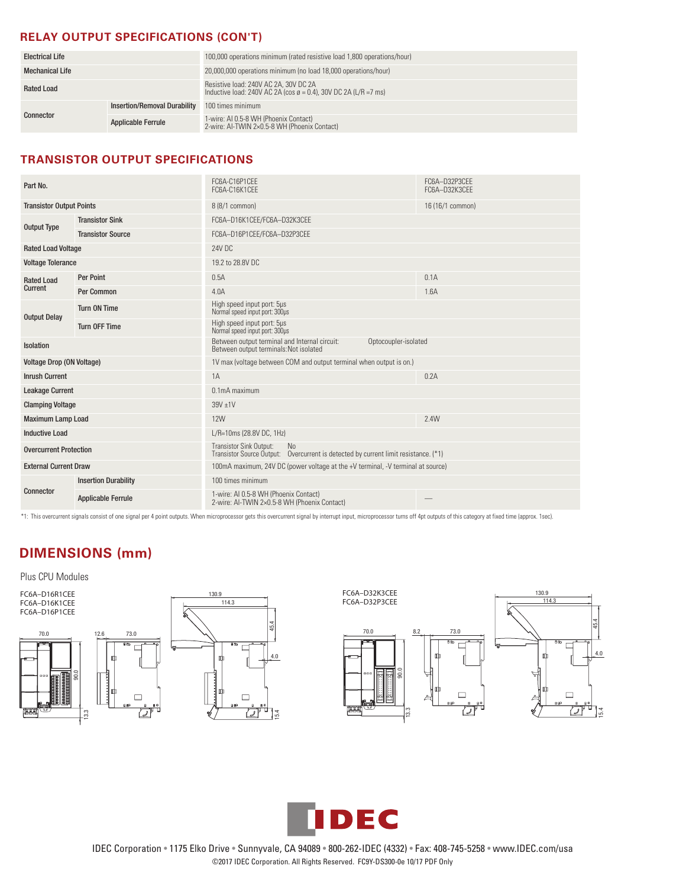## RELAY OUTPUT SPECIFICATIONS (CON'T)

| | | |
|---|---|---|
| Electrical Life | | 100,000 operations minimum (rated resistive load 1,800 operations/hour) |
| Mechanical Life | | 20,000,000 operations minimum (no load 18,000 operations/hour) |
| Rated Load | | Resistive load: 240V AC 2A, 30V DC 2A<br>Inductive load: 240V AC 2A (cos ø = 0.4), 30V DC 2A (L/R =7 ms) |
| Connector | Insertion/Removal Durability | 100 times minimum |
| | Applicable Ferrule | 1-wire: AI 0.5-8 WH (Phoenix Contact)<br>2-wire: AI-TWIN 2×0.5-8 WH (Phoenix Contact) |

## TRANSISTOR OUTPUT SPECIFICATIONS

| | | | |
|---|---|---|---|
| Part No. | | FC6A-C16P1CEE<br>FC6A-C16K1CEE | FC6A–D32P3CEE<br>FC6A–D32K3CEE |
| Transistor Output Points | | 8 (8/1 common) | 16 (16/1 common) |
| Output Type | Transistor Sink | FC6A–D16K1CEE/FC6A–D32K3CEE | |
| | Transistor Source | FC6A–D16P1CEE/FC6A–D32P3CEE | |
| Rated Load Voltage | | 24V DC | |
| Voltage Tolerance | | 19.2 to 28.8V DC | |
| Rated Load Current | Per Point | 0.5A | 0.1A |
| | Per Common | 4.0A | 1.6A |
| Output Delay | Turn ON Time | High speed input port: 5μs<br>Normal speed input port: 300μs | |
| | Turn OFF Time | High speed input port: 5μs<br>Normal speed input port: 300μs | |
| Isolation | | Between output terminal and Internal circuit: Optocoupler-isolated<br>Between output terminals: Not isolated | |
| Voltage Drop (ON Voltage) | | 1V max (voltage between COM and output terminal when output is on.) | |
| Inrush Current | | 1A | 0.2A |
| Leakage Current | | 0.1mA maximum | |
| Clamping Voltage | | 39V ±1V | |
| Maximum Lamp Load | | 12W | 2.4W |
| Inductive Load | | L/R=10ms (28.8V DC, 1Hz) | |
| Overcurrent Protection | | Transistor Sink Output: No<br>Transistor Source Output: Overcurrent is detected by current limit resistance. (*1) | |
| External Current Draw | | 100mA maximum, 24V DC (power voltage at the +V terminal, -V terminal at source) | |
| Connector | Insertion Durability | 100 times minimum | |
| | Applicable Ferrule | 1-wire: AI 0.5-8 WH (Phoenix Contact)<br>2-wire: AI-TWIN 2×0.5-8 WH (Phoenix Contact) | — |

*1: This overcurrent signals consist of one signal per 4 point outputs. When microprocessor gets this overcurrent signal by interrupt input, microprocessor turns off 4pt outputs of this category at fixed time (approx. 1sec).

## DIMENSIONS (mm)

Plus CPU Modules

FC6A–D16R1CEE
FC6A–D16K1CEE
FC6A–D16P1CEE

70.0
90.0
13.3
12.6
73.0
130.9
114.3
45.4
4.0
15.4

FC6A–D32K3CEE
FC6A–D32P3CEE

70.0
90.0
13.3
8.2
73.0
130.9
114.3
45.4
4.0
15.4

IDEC Corporation • 1175 Elko Drive • Sunnyvale, CA 94089 • 800-262-IDEC (4332) • Fax: 408-745-5258 • www.IDEC.com/usa
©2017 IDEC Corporation. All Rights Reserved. FC9Y-DS300-0e 10/17 PDF Only